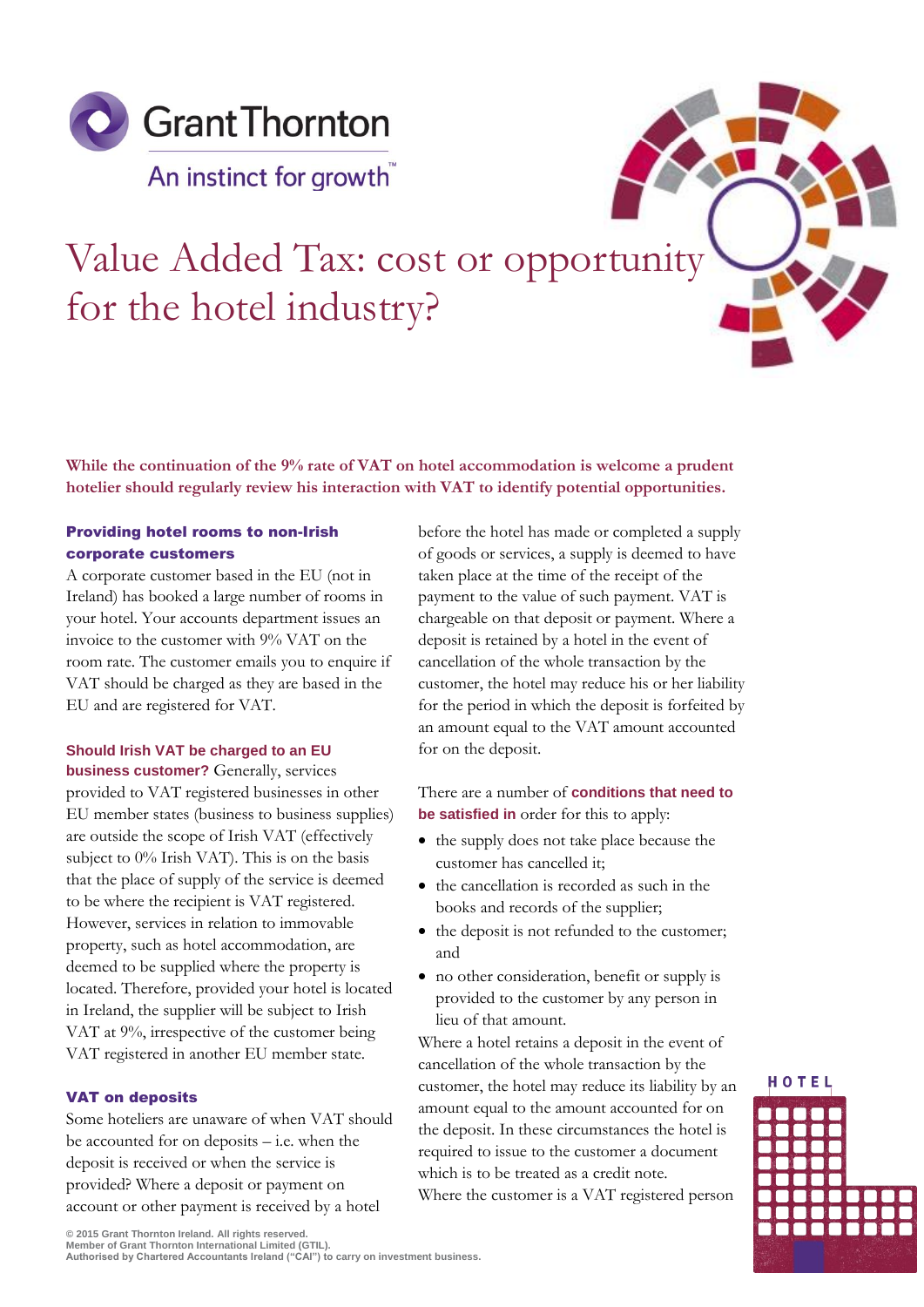# Value Added Tax: cost or opportunity for the hotel industry?

**While the continuation of the 9% rate of VAT on hotel accommodation is welcome a prudent hotelier should regularly review his interaction with VAT to identify potential opportunities.**

### Providing hotel rooms to non-Irish corporate customers

A corporate customer based in the EU (not in Ireland) has booked a large number of rooms in your hotel. Your accounts department issues an invoice to the customer with 9% VAT on the room rate. The customer emails you to enquire if VAT should be charged as they are based in the EU and are registered for VAT.

**Should Irish VAT be charged to an EU business customer?** Generally, services provided to VAT registered businesses in other EU member states (business to business supplies) are outside the scope of Irish VAT (effectively subject to 0% Irish VAT). This is on the basis that the place of supply of the service is deemed to be where the recipient is VAT registered. However, services in relation to immovable property, such as hotel accommodation, are deemed to be supplied where the property is located. Therefore, provided your hotel is located in Ireland, the supplier will be subject to Irish VAT at 9%, irrespective of the customer being VAT registered in another EU member state.

### VAT on deposits

Some hoteliers are unaware of when VAT should be accounted for on deposits – i.e. when the deposit is received or when the service is provided? Where a deposit or payment on account or other payment is received by a hotel before the hotel has made or completed a supply of goods or services, a supply is deemed to have taken place at the time of the receipt of the payment to the value of such payment. VAT is chargeable on that deposit or payment. Where a deposit is retained by a hotel in the event of cancellation of the whole transaction by the customer, the hotel may reduce his or her liability for the period in which the deposit is forfeited by an amount equal to the VAT amount accounted for on the deposit.

There are a number of **conditions that need to be satisfied in** order for this to apply:

- the supply does not take place because the customer has cancelled it;
- the cancellation is recorded as such in the books and records of the supplier;
- the deposit is not refunded to the customer; and
- no other consideration, benefit or supply is provided to the customer by any person in lieu of that amount.

Where a hotel retains a deposit in the event of cancellation of the whole transaction by the customer, the hotel may reduce its liability by an amount equal to the amount accounted for on the deposit. In these circumstances the hotel is required to issue to the customer a document which is to be treated as a credit note.

Where the customer is a VAT registered person

© 2015 Grant Thornton Ireland. All rights reserved.
Member of Grant Thornton International Limited (GTIL).
Authorised by Chartered Accountants Ireland ("CAI") to carry on investment business.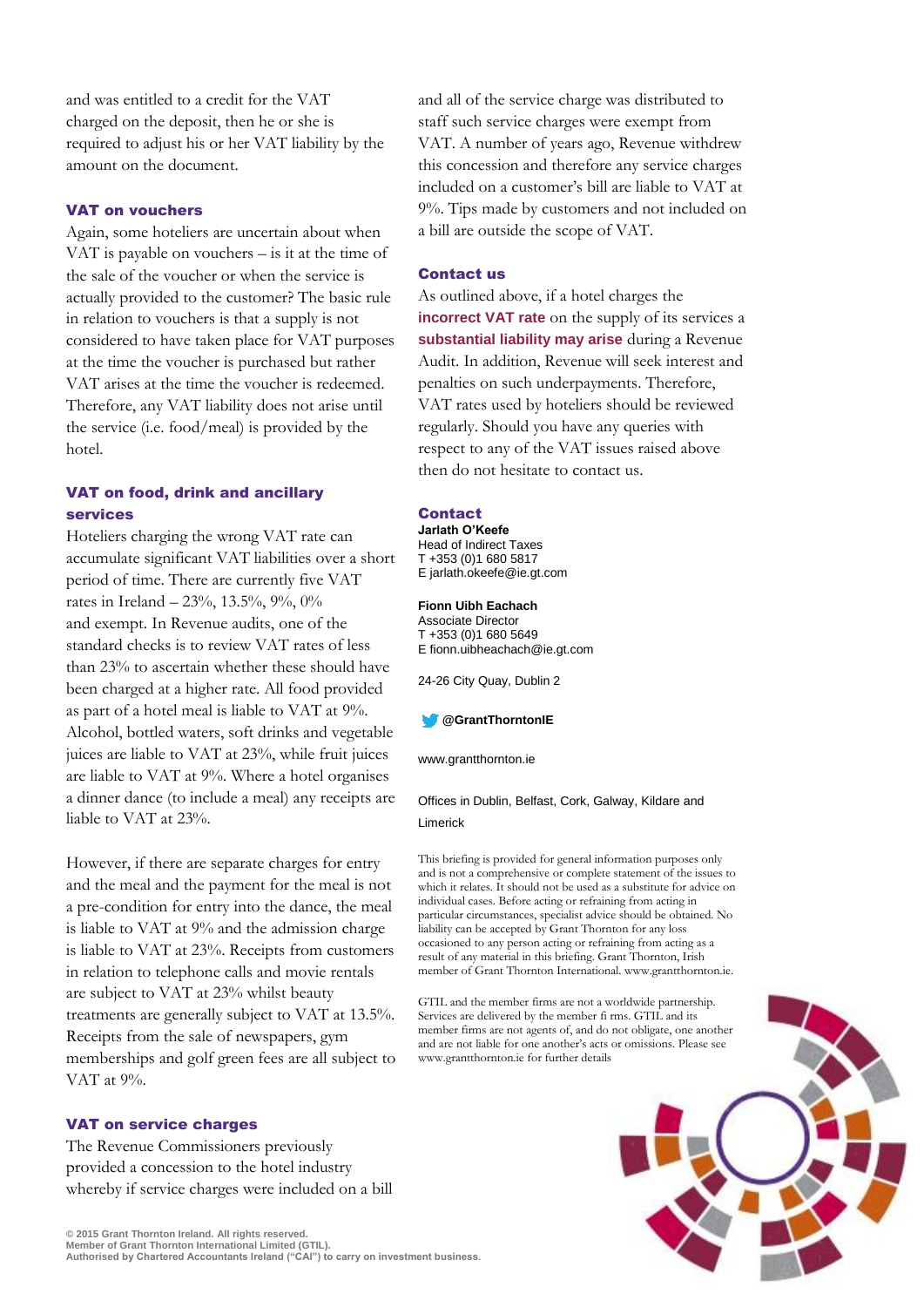and was entitled to a credit for the VAT charged on the deposit, then he or she is required to adjust his or her VAT liability by the amount on the document.

### VAT on vouchers

Again, some hoteliers are uncertain about when VAT is payable on vouchers – is it at the time of the sale of the voucher or when the service is actually provided to the customer? The basic rule in relation to vouchers is that a supply is not considered to have taken place for VAT purposes at the time the voucher is purchased but rather VAT arises at the time the voucher is redeemed. Therefore, any VAT liability does not arise until the service (i.e. food/meal) is provided by the hotel.

### VAT on food, drink and ancillary services

Hoteliers charging the wrong VAT rate can accumulate significant VAT liabilities over a short period of time. There are currently five VAT rates in Ireland – 23%, 13.5%, 9%, 0% and exempt. In Revenue audits, one of the standard checks is to review VAT rates of less than 23% to ascertain whether these should have been charged at a higher rate. All food provided as part of a hotel meal is liable to VAT at 9%. Alcohol, bottled waters, soft drinks and vegetable juices are liable to VAT at 23%, while fruit juices are liable to VAT at 9%. Where a hotel organises a dinner dance (to include a meal) any receipts are liable to VAT at 23%.

However, if there are separate charges for entry and the meal and the payment for the meal is not a pre-condition for entry into the dance, the meal is liable to VAT at 9% and the admission charge is liable to VAT at 23%. Receipts from customers in relation to telephone calls and movie rentals are subject to VAT at 23% whilst beauty treatments are generally subject to VAT at 13.5%. Receipts from the sale of newspapers, gym memberships and golf green fees are all subject to VAT at 9%.

### VAT on service charges

The Revenue Commissioners previously provided a concession to the hotel industry whereby if service charges were included on a bill and all of the service charge was distributed to staff such service charges were exempt from VAT. A number of years ago, Revenue withdrew this concession and therefore any service charges included on a customer's bill are liable to VAT at 9%. Tips made by customers and not included on a bill are outside the scope of VAT.

### Contact us

As outlined above, if a hotel charges the **incorrect VAT rate** on the supply of its services a **substantial liability may arise** during a Revenue Audit. In addition, Revenue will seek interest and penalties on such underpayments. Therefore, VAT rates used by hoteliers should be reviewed regularly. Should you have any queries with respect to any of the VAT issues raised above then do not hesitate to contact us.

### Contact

**Jarlath O'Keefe**
Head of Indirect Taxes
T +353 (0)1 680 5817
E jarlath.okeefe@ie.gt.com

**Fionn Uibh Eachach**
Associate Director
T +353 (0)1 680 5649
E fionn.uibheachach@ie.gt.com

24-26 City Quay, Dublin 2

**@GrantThorntonIE**

www.grantthornton.ie

Offices in Dublin, Belfast, Cork, Galway, Kildare and Limerick

This briefing is provided for general information purposes only and is not a comprehensive or complete statement of the issues to which it relates. It should not be used as a substitute for advice on individual cases. Before acting or refraining from acting in particular circumstances, specialist advice should be obtained. No liability can be accepted by Grant Thornton for any loss occasioned to any person acting or refraining from acting as a result of any material in this briefing. Grant Thornton, Irish member of Grant Thornton International. www.grantthornton.ie.

GTIL and the member firms are not a worldwide partnership. Services are delivered by the member fi rms. GTIL and its member firms are not agents of, and do not obligate, one another and are not liable for one another's acts or omissions. Please see www.grantthornton.ie for further details

**© 2015 Grant Thornton Ireland. All rights reserved.**
**Member of Grant Thornton International Limited (GTIL).**
**Authorised by Chartered Accountants Ireland ("CAI") to carry on investment business.**